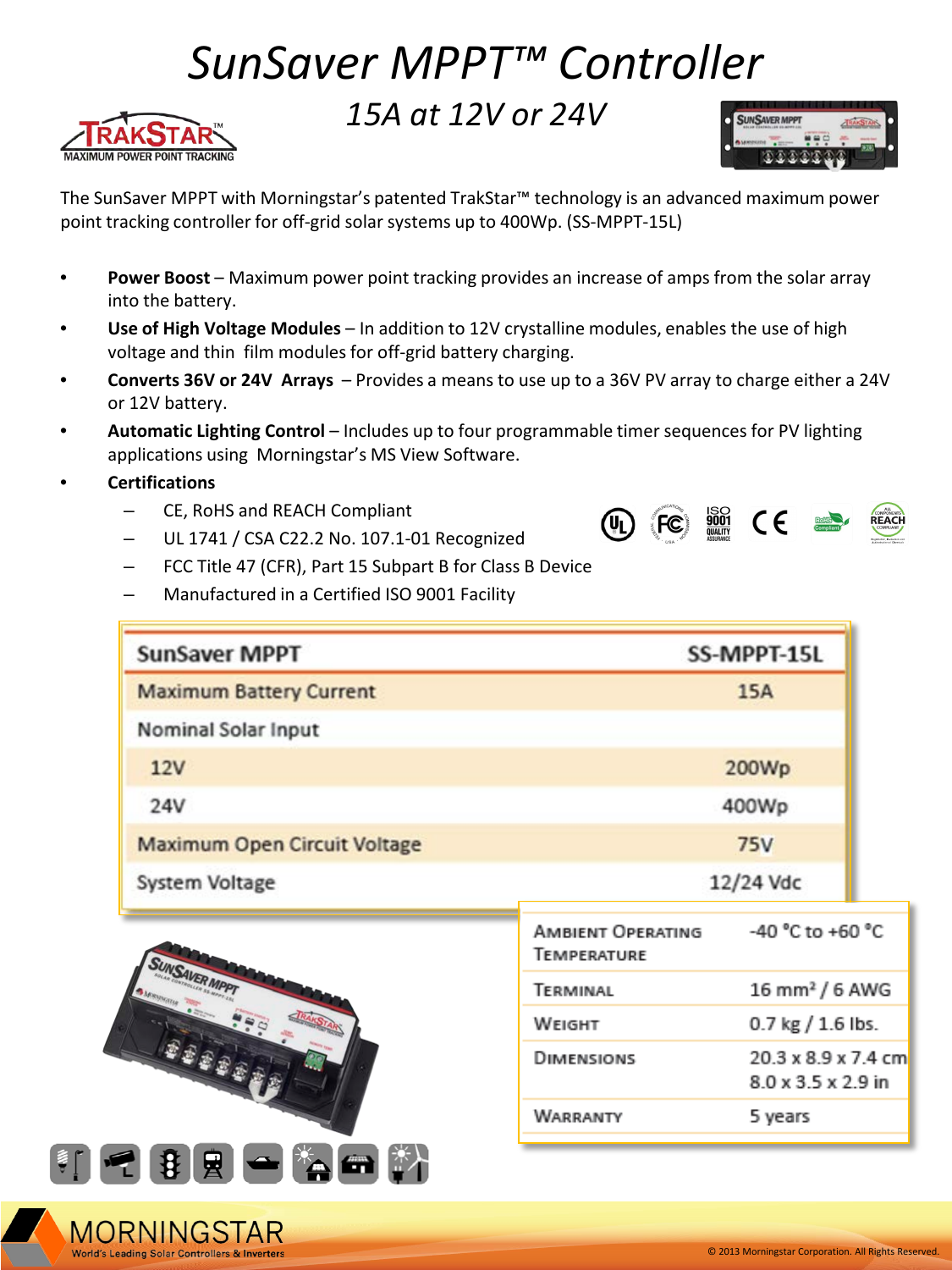# SunSaver MPPT™ Controller

## *15A at 12V or 24V*

TRAKSTAR™ MAXIMUM POWER POINT TRACKING

The SunSaver MPPT with Morningstar's patented TrakStar™ technology is an advanced maximum power point tracking controller for off-grid solar systems up to 400Wp. (SS-MPPT-15L)

- **Power Boost** – Maximum power point tracking provides an increase of amps from the solar array into the battery.
- **Use of High Voltage Modules** – In addition to 12V crystalline modules, enables the use of high voltage and thin film modules for off-grid battery charging.
- **Converts 36V or 24V Arrays** – Provides a means to use up to a 36V PV array to charge either a 24V or 12V battery.
- **Automatic Lighting Control** – Includes up to four programmable timer sequences for PV lighting applications using Morningstar's MS View Software.
- **Certifications**
  - CE, RoHS and REACH Compliant
  - UL 1741 / CSA C22.2 No. 107.1-01 Recognized
  - FCC Title 47 (CFR), Part 15 Subpart B for Class B Device
  - Manufactured in a Certified ISO 9001 Facility

| SunSaver MPPT | SS-MPPT-15L |
|---|---|
| Maximum Battery Current | 15A |
| Nominal Solar Input | |
| 12V | 200Wp |
| 24V | 400Wp |
| Maximum Open Circuit Voltage | 75V |
| System Voltage | 12/24 Vdc |

| | |
|---|---|
| Ambient Operating Temperature | -40 °C to +60 °C |
| Terminal | 16 mm² / 6 AWG |
| Weight | 0.7 kg / 1.6 lbs. |
| Dimensions | 20.3 x 8.9 x 7.4 cm<br>8.0 x 3.5 x 2.9 in |
| Warranty | 5 years |

MORNINGSTAR
World's Leading Solar Controllers & Inverters

© 2013 Morningstar Corporation. All Rights Reserved.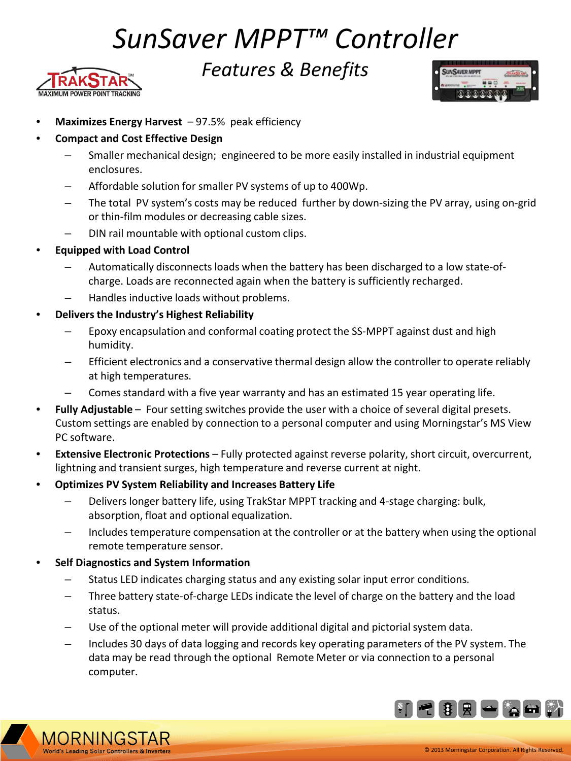# SunSaver MPPT™ Controller

## Features & Benefits

- **Maximizes Energy Harvest** – 97.5% peak efficiency
- **Compact and Cost Effective Design**
  - Smaller mechanical design; engineered to be more easily installed in industrial equipment enclosures.
  - Affordable solution for smaller PV systems of up to 400Wp.
  - The total PV system's costs may be reduced further by down-sizing the PV array, using on-grid or thin-film modules or decreasing cable sizes.
  - DIN rail mountable with optional custom clips.
- **Equipped with Load Control**
  - Automatically disconnects loads when the battery has been discharged to a low state-of-charge. Loads are reconnected again when the battery is sufficiently recharged.
  - Handles inductive loads without problems.
- **Delivers the Industry's Highest Reliability**
  - Epoxy encapsulation and conformal coating protect the SS-MPPT against dust and high humidity.
  - Efficient electronics and a conservative thermal design allow the controller to operate reliably at high temperatures.
  - Comes standard with a five year warranty and has an estimated 15 year operating life.
- **Fully Adjustable** – Four setting switches provide the user with a choice of several digital presets. Custom settings are enabled by connection to a personal computer and using Morningstar's MS View PC software.
- **Extensive Electronic Protections** – Fully protected against reverse polarity, short circuit, overcurrent, lightning and transient surges, high temperature and reverse current at night.
- **Optimizes PV System Reliability and Increases Battery Life**
  - Delivers longer battery life, using TrakStar MPPT tracking and 4-stage charging: bulk, absorption, float and optional equalization.
  - Includes temperature compensation at the controller or at the battery when using the optional remote temperature sensor.
- **Self Diagnostics and System Information**
  - Status LED indicates charging status and any existing solar input error conditions.
  - Three battery state-of-charge LEDs indicate the level of charge on the battery and the load status.
  - Use of the optional meter will provide additional digital and pictorial system data.
  - Includes 30 days of data logging and records key operating parameters of the PV system. The data may be read through the optional Remote Meter or via connection to a personal computer.

© 2013 Morningstar Corporation. All Rights Reserved.